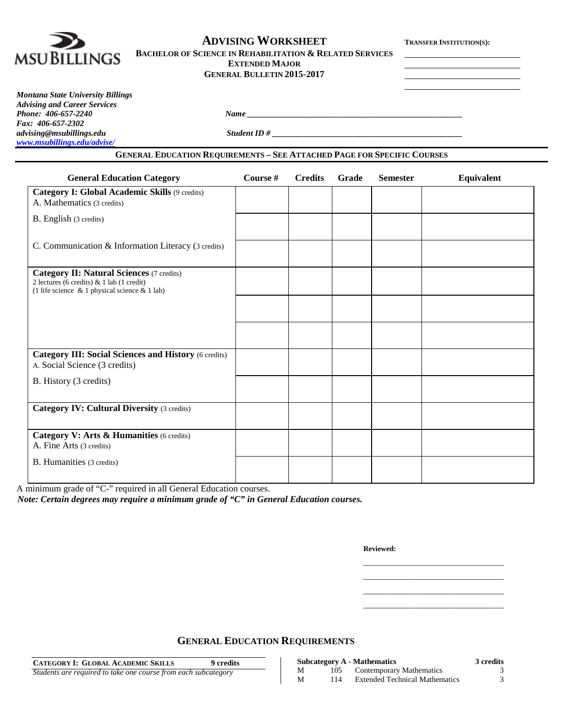MSU BILLINGS

# ADVISING WORKSHEET

**BACHELOR OF SCIENCE IN REHABILITATION & RELATED SERVICES**
**EXTENDED MAJOR**
**GENERAL BULLETIN 2015-2017**

**TRANSFER INSTITUTION(S):**

_______________________
_______________________
_______________________
_______________________

*Montana State University Billings*
*Advising and Career Services*
*Phone: 406-657-2240*
*Fax: 406-657-2302*
*advising@msubillings.edu*
*www.msubillings.edu/advise/*

***Name*** _______________________________________________

***Student ID #*** ___________________________________________

## GENERAL EDUCATION REQUIREMENTS – SEE ATTACHED PAGE FOR SPECIFIC COURSES

| General Education Category | Course # | Credits | Grade | Semester | Equivalent |
|---|---|---|---|---|---|
| **Category I: Global Academic Skills** (9 credits) A. Mathematics (3 credits) | | | | | |
| B. English (3 credits) | | | | | |
| C. Communication & Information Literacy (3 credits) | | | | | |
| **Category II: Natural Sciences** (7 credits) 2 lectures (6 credits) & 1 lab (1 credit) (1 life science & 1 physical science & 1 lab) | | | | | |
| | | | | | |
| | | | | | |
| **Category III: Social Sciences and History** (6 credits) A. Social Science (3 credits) | | | | | |
| B. History (3 credits) | | | | | |
| **Category IV: Cultural Diversity** (3 credits) | | | | | |
| **Category V: Arts & Humanities** (6 credits) A. Fine Arts (3 credits) | | | | | |
| B. Humanities (3 credits) | | | | | |

A minimum grade of "C-" required in all General Education courses.

***Note: Certain degrees may require a minimum grade of "C" in General Education courses.***

**Reviewed:**

_______________________________
_______________________________
_______________________________
_______________________________

## GENERAL EDUCATION REQUIREMENTS

**CATEGORY I: GLOBAL ACADEMIC SKILLS** **9 credits**

*Students are required to take one course from each subcategory*

| **Subcategory A - Mathematics** | | | **3 credits** |
|---|---|---|---|
| M | 105 | Contemporary Mathematics | 3 |
| M | 114 | Extended Technical Mathematics | 3 |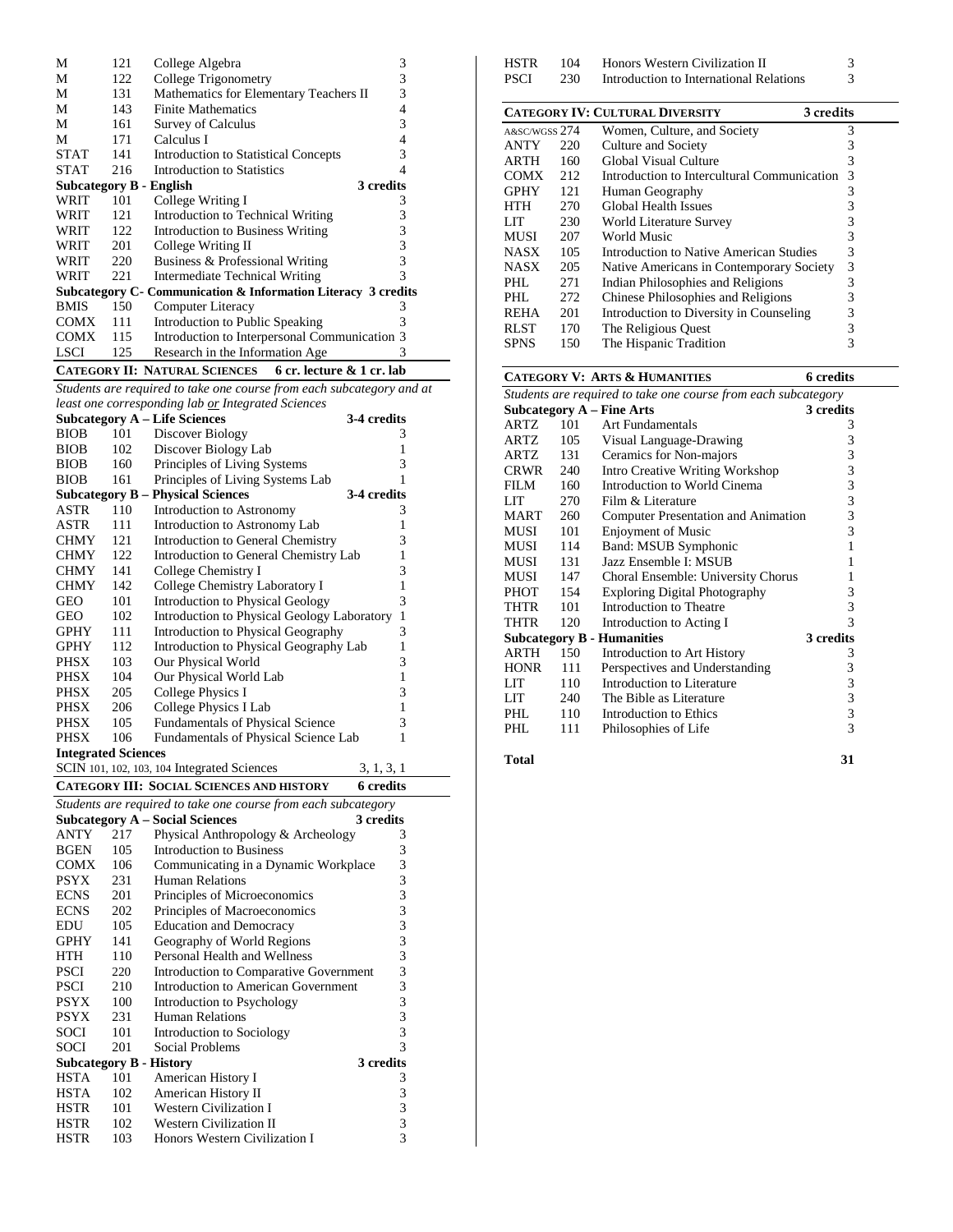| | | | |
|---|---|---|---|
| M | 121 | College Algebra | 3 |
| M | 122 | College Trigonometry | 3 |
| M | 131 | Mathematics for Elementary Teachers II | 3 |
| M | 143 | Finite Mathematics | 4 |
| M | 161 | Survey of Calculus | 3 |
| M | 171 | Calculus I | 4 |
| STAT | 141 | Introduction to Statistical Concepts | 3 |
| STAT | 216 | Introduction to Statistics | 4 |
| **Subcategory B - English** | | | **3 credits** |
| WRIT | 101 | College Writing I | 3 |
| WRIT | 121 | Introduction to Technical Writing | 3 |
| WRIT | 122 | Introduction to Business Writing | 3 |
| WRIT | 201 | College Writing II | 3 |
| WRIT | 220 | Business & Professional Writing | 3 |
| WRIT | 221 | Intermediate Technical Writing | 3 |
| **Subcategory C- Communication & Information Literacy** | | | **3 credits** |
| BMIS | 150 | Computer Literacy | 3 |
| COMX | 111 | Introduction to Public Speaking | 3 |
| COMX | 115 | Introduction to Interpersonal Communication | 3 |
| LSCI | 125 | Research in the Information Age | 3 |

**CATEGORY II: NATURAL SCIENCES — 6 cr. lecture & 1 cr. lab**

*Students are required to take one course from each subcategory and at least one corresponding lab or Integrated Sciences*

| | | | |
|---|---|---|---|
| **Subcategory A – Life Sciences** | | | **3-4 credits** |
| BIOB | 101 | Discover Biology | 3 |
| BIOB | 102 | Discover Biology Lab | 1 |
| BIOB | 160 | Principles of Living Systems | 3 |
| BIOB | 161 | Principles of Living Systems Lab | 1 |
| **Subcategory B – Physical Sciences** | | | **3-4 credits** |
| ASTR | 110 | Introduction to Astronomy | 3 |
| ASTR | 111 | Introduction to Astronomy Lab | 1 |
| CHMY | 121 | Introduction to General Chemistry | 3 |
| CHMY | 122 | Introduction to General Chemistry Lab | 1 |
| CHMY | 141 | College Chemistry I | 3 |
| CHMY | 142 | College Chemistry Laboratory I | 1 |
| GEO | 101 | Introduction to Physical Geology | 3 |
| GEO | 102 | Introduction to Physical Geology Laboratory | 1 |
| GPHY | 111 | Introduction to Physical Geography | 3 |
| GPHY | 112 | Introduction to Physical Geography Lab | 1 |
| PHSX | 103 | Our Physical World | 3 |
| PHSX | 104 | Our Physical World Lab | 1 |
| PHSX | 205 | College Physics I | 3 |
| PHSX | 206 | College Physics I Lab | 1 |
| PHSX | 105 | Fundamentals of Physical Science | 3 |
| PHSX | 106 | Fundamentals of Physical Science Lab | 1 |
| **Integrated Sciences** | | | |
| SCIN | 101, 102, 103, 104 | Integrated Sciences | 3, 1, 3, 1 |

**CATEGORY III: SOCIAL SCIENCES AND HISTORY — 6 credits**

*Students are required to take one course from each subcategory*

| | | | |
|---|---|---|---|
| **Subcategory A – Social Sciences** | | | **3 credits** |
| ANTY | 217 | Physical Anthropology & Archeology | 3 |
| BGEN | 105 | Introduction to Business | 3 |
| COMX | 106 | Communicating in a Dynamic Workplace | 3 |
| PSYX | 231 | Human Relations | 3 |
| ECNS | 201 | Principles of Microeconomics | 3 |
| ECNS | 202 | Principles of Macroeconomics | 3 |
| EDU | 105 | Education and Democracy | 3 |
| GPHY | 141 | Geography of World Regions | 3 |
| HTH | 110 | Personal Health and Wellness | 3 |
| PSCI | 220 | Introduction to Comparative Government | 3 |
| PSCI | 210 | Introduction to American Government | 3 |
| PSYX | 100 | Introduction to Psychology | 3 |
| PSYX | 231 | Human Relations | 3 |
| SOCI | 101 | Introduction to Sociology | 3 |
| SOCI | 201 | Social Problems | 3 |
| **Subcategory B - History** | | | **3 credits** |
| HSTA | 101 | American History I | 3 |
| HSTA | 102 | American History II | 3 |
| HSTR | 101 | Western Civilization I | 3 |
| HSTR | 102 | Western Civilization II | 3 |
| HSTR | 103 | Honors Western Civilization I | 3 |
| HSTR | 104 | Honors Western Civilization II | 3 |
| PSCI | 230 | Introduction to International Relations | 3 |

**CATEGORY IV: CULTURAL DIVERSITY — 3 credits**

| | | | |
|---|---|---|---|
| A&SC/WGSS | 274 | Women, Culture, and Society | 3 |
| ANTY | 220 | Culture and Society | 3 |
| ARTH | 160 | Global Visual Culture | 3 |
| COMX | 212 | Introduction to Intercultural Communication | 3 |
| GPHY | 121 | Human Geography | 3 |
| HTH | 270 | Global Health Issues | 3 |
| LIT | 230 | World Literature Survey | 3 |
| MUSI | 207 | World Music | 3 |
| NASX | 105 | Introduction to Native American Studies | 3 |
| NASX | 205 | Native Americans in Contemporary Society | 3 |
| PHL | 271 | Indian Philosophies and Religions | 3 |
| PHL | 272 | Chinese Philosophies and Religions | 3 |
| REHA | 201 | Introduction to Diversity in Counseling | 3 |
| RLST | 170 | The Religious Quest | 3 |
| SPNS | 150 | The Hispanic Tradition | 3 |

**CATEGORY V: ARTS & HUMANITIES — 6 credits**

*Students are required to take one course from each subcategory*

| | | | |
|---|---|---|---|
| **Subcategory A – Fine Arts** | | | **3 credits** |
| ARTZ | 101 | Art Fundamentals | 3 |
| ARTZ | 105 | Visual Language-Drawing | 3 |
| ARTZ | 131 | Ceramics for Non-majors | 3 |
| CRWR | 240 | Intro Creative Writing Workshop | 3 |
| FILM | 160 | Introduction to World Cinema | 3 |
| LIT | 270 | Film & Literature | 3 |
| MART | 260 | Computer Presentation and Animation | 3 |
| MUSI | 101 | Enjoyment of Music | 3 |
| MUSI | 114 | Band: MSUB Symphonic | 1 |
| MUSI | 131 | Jazz Ensemble I: MSUB | 1 |
| MUSI | 147 | Choral Ensemble: University Chorus | 1 |
| PHOT | 154 | Exploring Digital Photography | 3 |
| THTR | 101 | Introduction to Theatre | 3 |
| THTR | 120 | Introduction to Acting I | 3 |
| **Subcategory B - Humanities** | | | **3 credits** |
| ARTH | 150 | Introduction to Art History | 3 |
| HONR | 111 | Perspectives and Understanding | 3 |
| LIT | 110 | Introduction to Literature | 3 |
| LIT | 240 | The Bible as Literature | 3 |
| PHL | 110 | Introduction to Ethics | 3 |
| PHL | 111 | Philosophies of Life | 3 |

**Total — 31**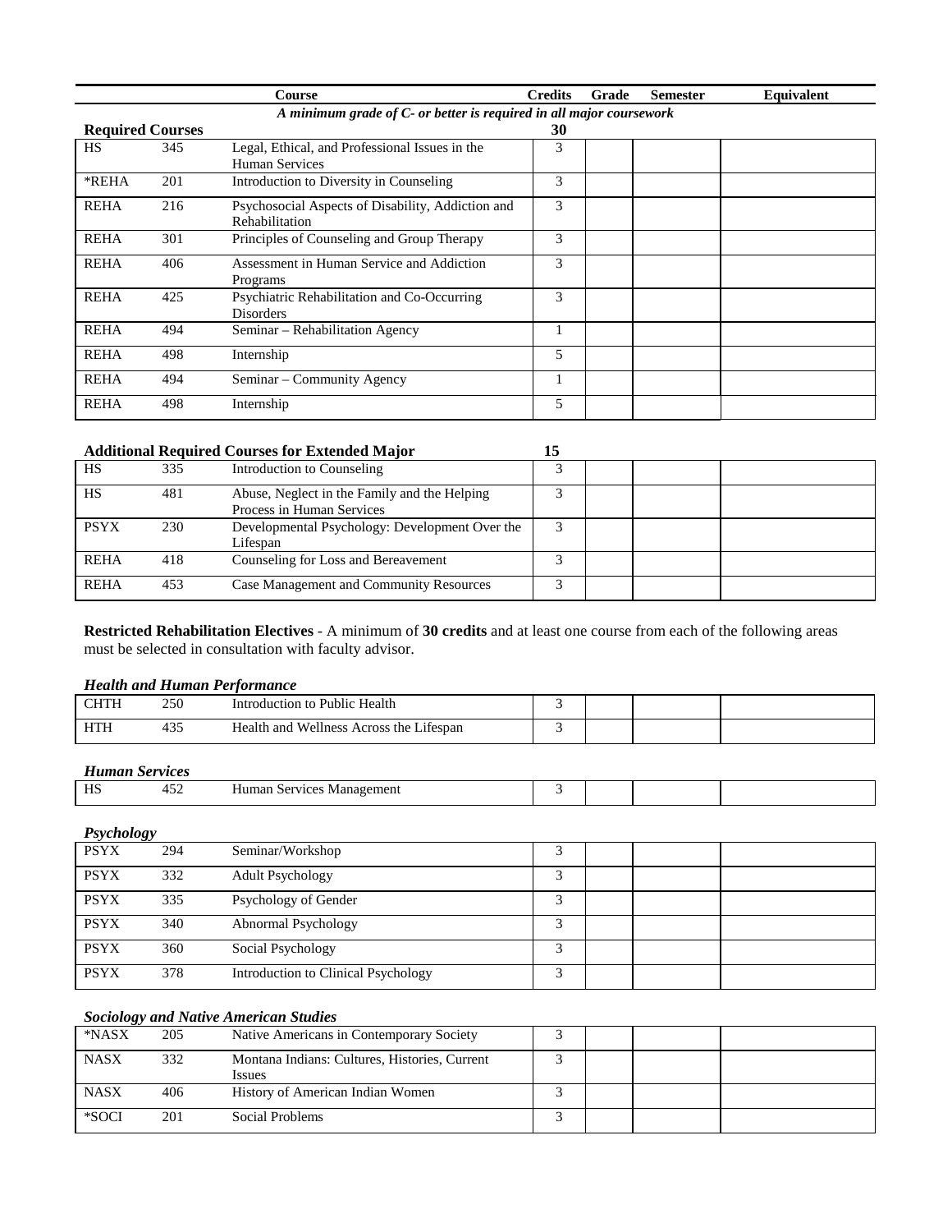| | | Course | Credits | Grade | Semester | Equivalent |
|---|---|---|---|---|---|---|
| | | *A minimum grade of C- or better is required in all major coursework* | | | | |
| **Required Courses** | | | **30** | | | |
| HS | 345 | Legal, Ethical, and Professional Issues in the Human Services | 3 | | | |
| *REHA | 201 | Introduction to Diversity in Counseling | 3 | | | |
| REHA | 216 | Psychosocial Aspects of Disability, Addiction and Rehabilitation | 3 | | | |
| REHA | 301 | Principles of Counseling and Group Therapy | 3 | | | |
| REHA | 406 | Assessment in Human Service and Addiction Programs | 3 | | | |
| REHA | 425 | Psychiatric Rehabilitation and Co-Occurring Disorders | 3 | | | |
| REHA | 494 | Seminar – Rehabilitation Agency | 1 | | | |
| REHA | 498 | Internship | 5 | | | |
| REHA | 494 | Seminar – Community Agency | 1 | | | |
| REHA | 498 | Internship | 5 | | | |

| **Additional Required Courses for Extended Major** | | | **15** | | | |
|---|---|---|---|---|---|---|
| HS | 335 | Introduction to Counseling | 3 | | | |
| HS | 481 | Abuse, Neglect in the Family and the Helping Process in Human Services | 3 | | | |
| PSYX | 230 | Developmental Psychology: Development Over the Lifespan | 3 | | | |
| REHA | 418 | Counseling for Loss and Bereavement | 3 | | | |
| REHA | 453 | Case Management and Community Resources | 3 | | | |

**Restricted Rehabilitation Electives** - A minimum of **30 credits** and at least one course from each of the following areas must be selected in consultation with faculty advisor.

***Health and Human Performance***

| | | | | | | |
|---|---|---|---|---|---|---|
| CHTH | 250 | Introduction to Public Health | 3 | | | |
| HTH | 435 | Health and Wellness Across the Lifespan | 3 | | | |

***Human Services***

| | | | | | | |
|---|---|---|---|---|---|---|
| HS | 452 | Human Services Management | 3 | | | |

***Psychology***

| | | | | | | |
|---|---|---|---|---|---|---|
| PSYX | 294 | Seminar/Workshop | 3 | | | |
| PSYX | 332 | Adult Psychology | 3 | | | |
| PSYX | 335 | Psychology of Gender | 3 | | | |
| PSYX | 340 | Abnormal Psychology | 3 | | | |
| PSYX | 360 | Social Psychology | 3 | | | |
| PSYX | 378 | Introduction to Clinical Psychology | 3 | | | |

***Sociology and Native American Studies***

| | | | | | | |
|---|---|---|---|---|---|---|
| *NASX | 205 | Native Americans in Contemporary Society | 3 | | | |
| NASX | 332 | Montana Indians: Cultures, Histories, Current Issues | 3 | | | |
| NASX | 406 | History of American Indian Women | 3 | | | |
| *SOCI | 201 | Social Problems | 3 | | | |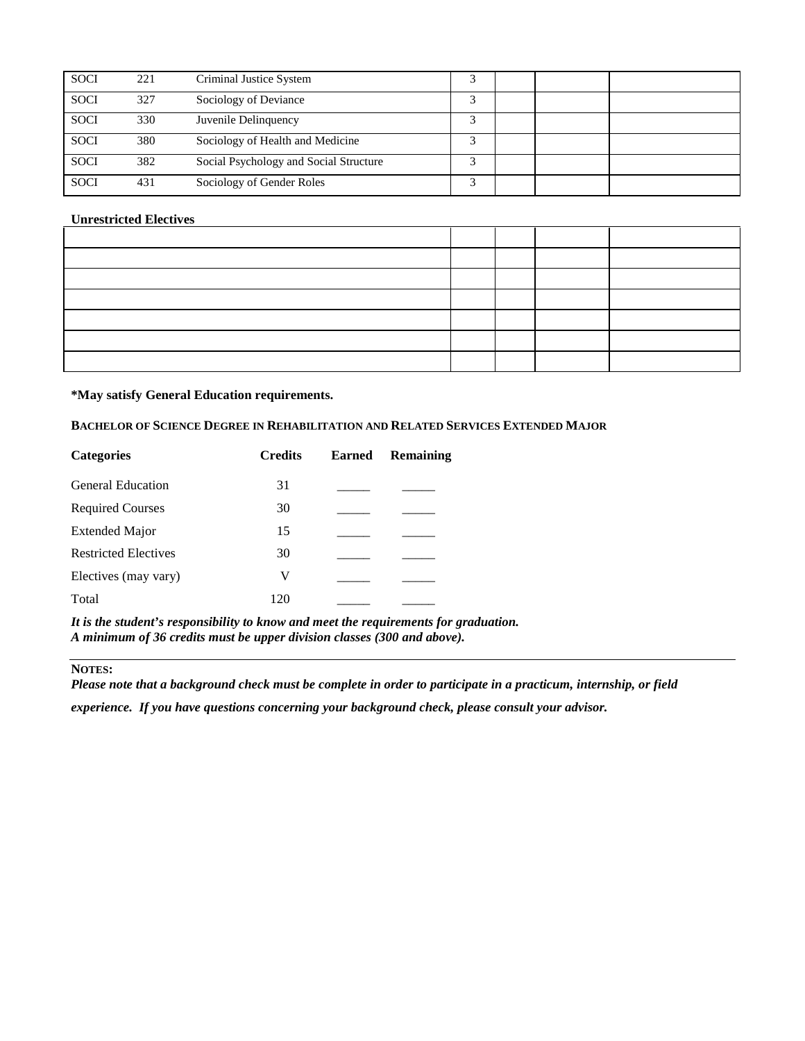| | | | | | | |
|---|---|---|---|---|---|---|
| SOCI | 221 | Criminal Justice System | 3 | | | |
| SOCI | 327 | Sociology of Deviance | 3 | | | |
| SOCI | 330 | Juvenile Delinquency | 3 | | | |
| SOCI | 380 | Sociology of Health and Medicine | 3 | | | |
| SOCI | 382 | Social Psychology and Social Structure | 3 | | | |
| SOCI | 431 | Sociology of Gender Roles | 3 | | | |

**Unrestricted Electives**

| | | | | |
|---|---|---|---|---|
| | | | | |
| | | | | |
| | | | | |
| | | | | |
| | | | | |
| | | | | |
| | | | | |

**\*May satisfy General Education requirements.**

**BACHELOR OF SCIENCE DEGREE IN REHABILITATION AND RELATED SERVICES EXTENDED MAJOR**

| Categories | Credits | Earned | Remaining |
|---|---|---|---|
| General Education | 31 | _____ | _____ |
| Required Courses | 30 | _____ | _____ |
| Extended Major | 15 | _____ | _____ |
| Restricted Electives | 30 | _____ | _____ |
| Electives (may vary) | V | _____ | _____ |
| Total | 120 | _____ | _____ |

***It is the student's responsibility to know and meet the requirements for graduation.***
***A minimum of 36 credits must be upper division classes (300 and above).***

---

**NOTES:**

***Please note that a background check must be complete in order to participate in a practicum, internship, or field experience. If you have questions concerning your background check, please consult your advisor.***